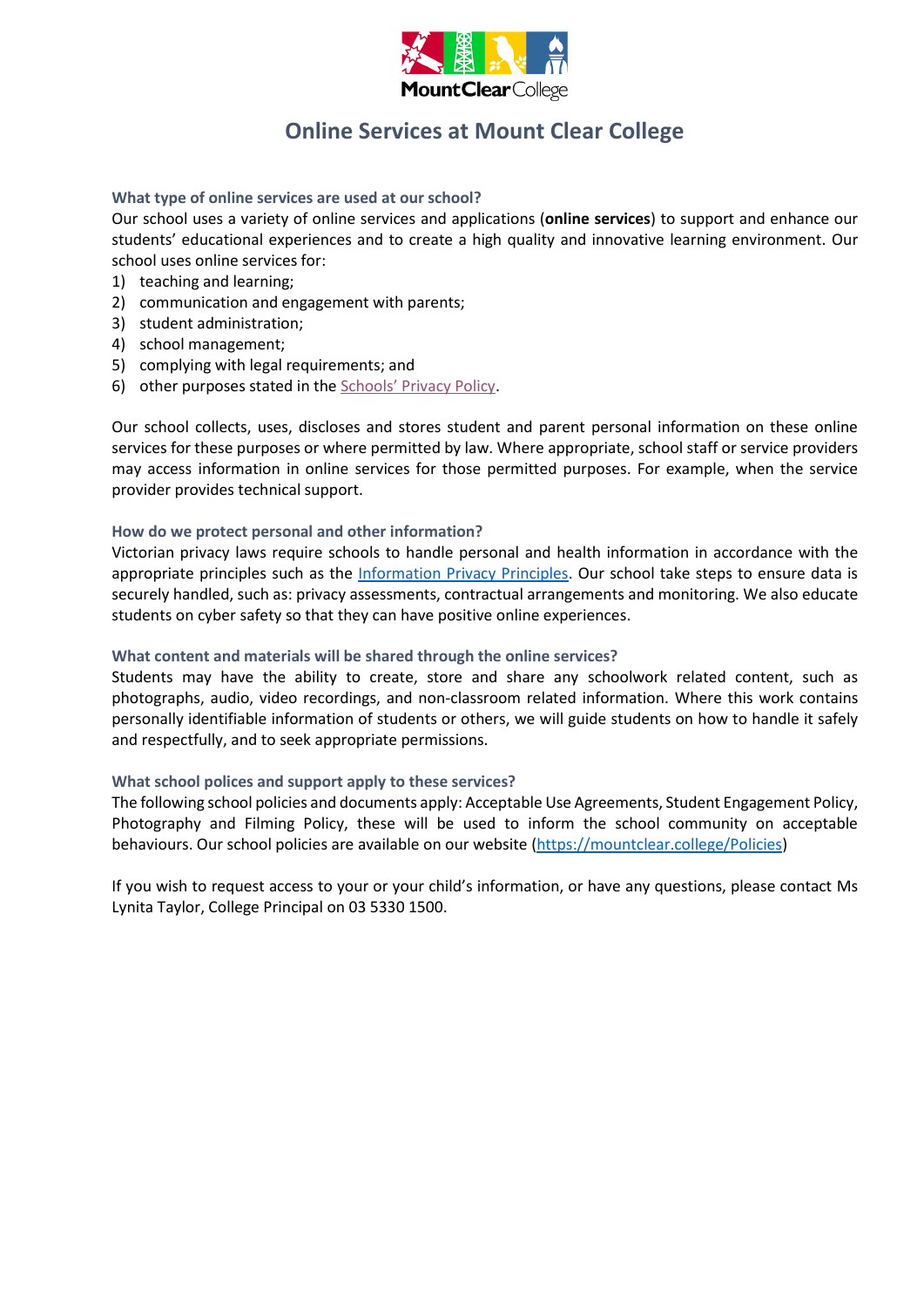# Online Services at Mount Clear College

### What type of online services are used at our school?

Our school uses a variety of online services and applications (**online services**) to support and enhance our students' educational experiences and to create a high quality and innovative learning environment. Our school uses online services for:

1) teaching and learning;
2) communication and engagement with parents;
3) student administration;
4) school management;
5) complying with legal requirements; and
6) other purposes stated in the [Schools' Privacy Policy](Schools' Privacy Policy).

Our school collects, uses, discloses and stores student and parent personal information on these online services for these purposes or where permitted by law. Where appropriate, school staff or service providers may access information in online services for those permitted purposes. For example, when the service provider provides technical support.

### How do we protect personal and other information?

Victorian privacy laws require schools to handle personal and health information in accordance with the appropriate principles such as the [Information Privacy Principles](Information Privacy Principles). Our school take steps to ensure data is securely handled, such as: privacy assessments, contractual arrangements and monitoring. We also educate students on cyber safety so that they can have positive online experiences.

### What content and materials will be shared through the online services?

Students may have the ability to create, store and share any schoolwork related content, such as photographs, audio, video recordings, and non-classroom related information. Where this work contains personally identifiable information of students or others, we will guide students on how to handle it safely and respectfully, and to seek appropriate permissions.

### What school polices and support apply to these services?

The following school policies and documents apply: Acceptable Use Agreements, Student Engagement Policy, Photography and Filming Policy, these will be used to inform the school community on acceptable behaviours. Our school policies are available on our website (https://mountclear.college/Policies)

If you wish to request access to your or your child's information, or have any questions, please contact Ms Lynita Taylor, College Principal on 03 5330 1500.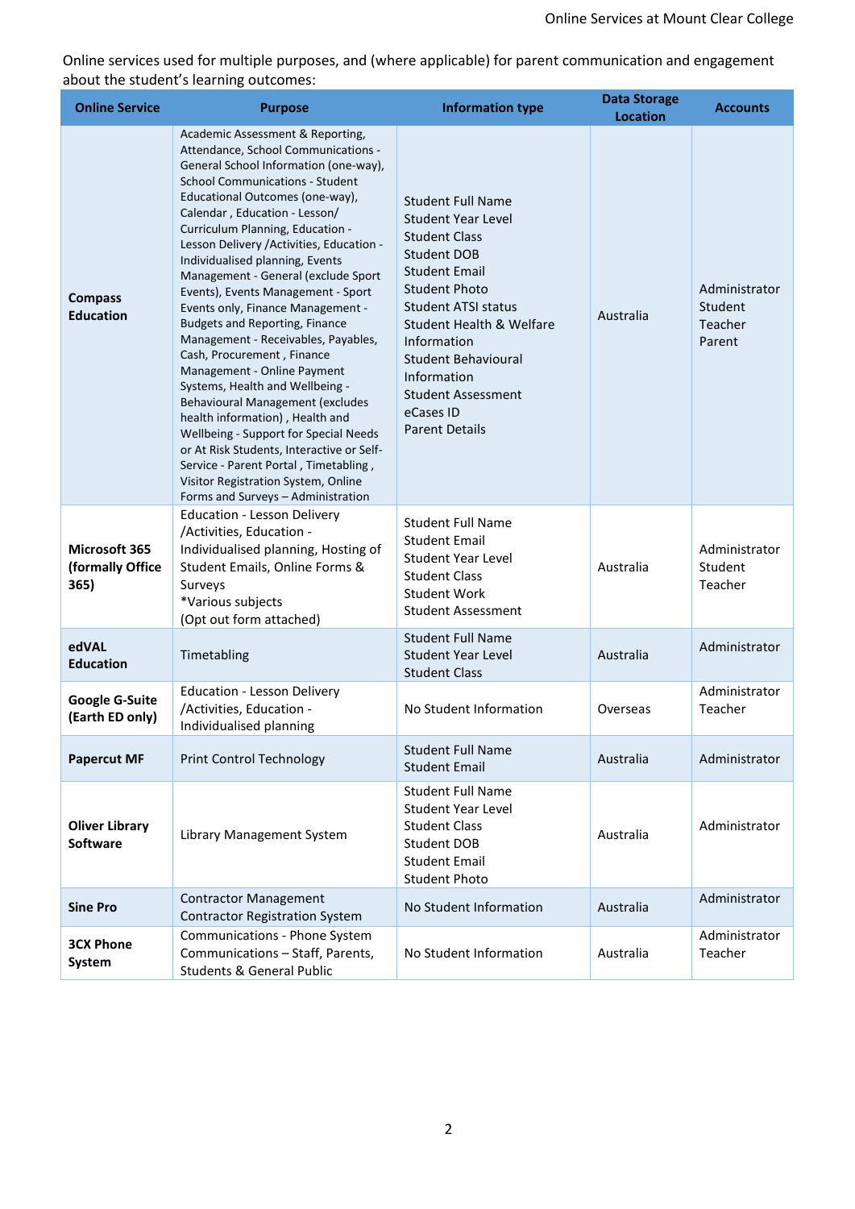Online services used for multiple purposes, and (where applicable) for parent communication and engagement about the student's learning outcomes:

| Online Service | Purpose | Information type | Data Storage Location | Accounts |
|---|---|---|---|---|
| **Compass Education** | Academic Assessment & Reporting, Attendance, School Communications - General School Information (one-way), School Communications - Student Educational Outcomes (one-way), Calendar , Education - Lesson/ Curriculum Planning, Education - Lesson Delivery /Activities, Education - Individualised planning, Events Management - General (exclude Sport Events), Events Management - Sport Events only, Finance Management - Budgets and Reporting, Finance Management - Receivables, Payables, Cash, Procurement , Finance Management - Online Payment Systems, Health and Wellbeing - Behavioural Management (excludes health information) , Health and Wellbeing - Support for Special Needs or At Risk Students, Interactive or Self-Service - Parent Portal , Timetabling , Visitor Registration System, Online Forms and Surveys – Administration | Student Full Name<br>Student Year Level<br>Student Class<br>Student DOB<br>Student Email<br>Student Photo<br>Student ATSI status<br>Student Health & Welfare Information<br>Student Behavioural Information<br>Student Assessment<br>eCases ID<br>Parent Details | Australia | Administrator<br>Student<br>Teacher<br>Parent |
| **Microsoft 365 (formally Office 365)** | Education - Lesson Delivery /Activities, Education - Individualised planning, Hosting of Student Emails, Online Forms & Surveys<br>*Various subjects<br>(Opt out form attached) | Student Full Name<br>Student Email<br>Student Year Level<br>Student Class<br>Student Work<br>Student Assessment | Australia | Administrator<br>Student<br>Teacher |
| **edVAL Education** | Timetabling | Student Full Name<br>Student Year Level<br>Student Class | Australia | Administrator |
| **Google G-Suite (Earth ED only)** | Education - Lesson Delivery /Activities, Education - Individualised planning | No Student Information | Overseas | Administrator<br>Teacher |
| **Papercut MF** | Print Control Technology | Student Full Name<br>Student Email | Australia | Administrator |
| **Oliver Library Software** | Library Management System | Student Full Name<br>Student Year Level<br>Student Class<br>Student DOB<br>Student Email<br>Student Photo | Australia | Administrator |
| **Sine Pro** | Contractor Management<br>Contractor Registration System | No Student Information | Australia | Administrator |
| **3CX Phone System** | Communications - Phone System<br>Communications – Staff, Parents, Students & General Public | No Student Information | Australia | Administrator<br>Teacher |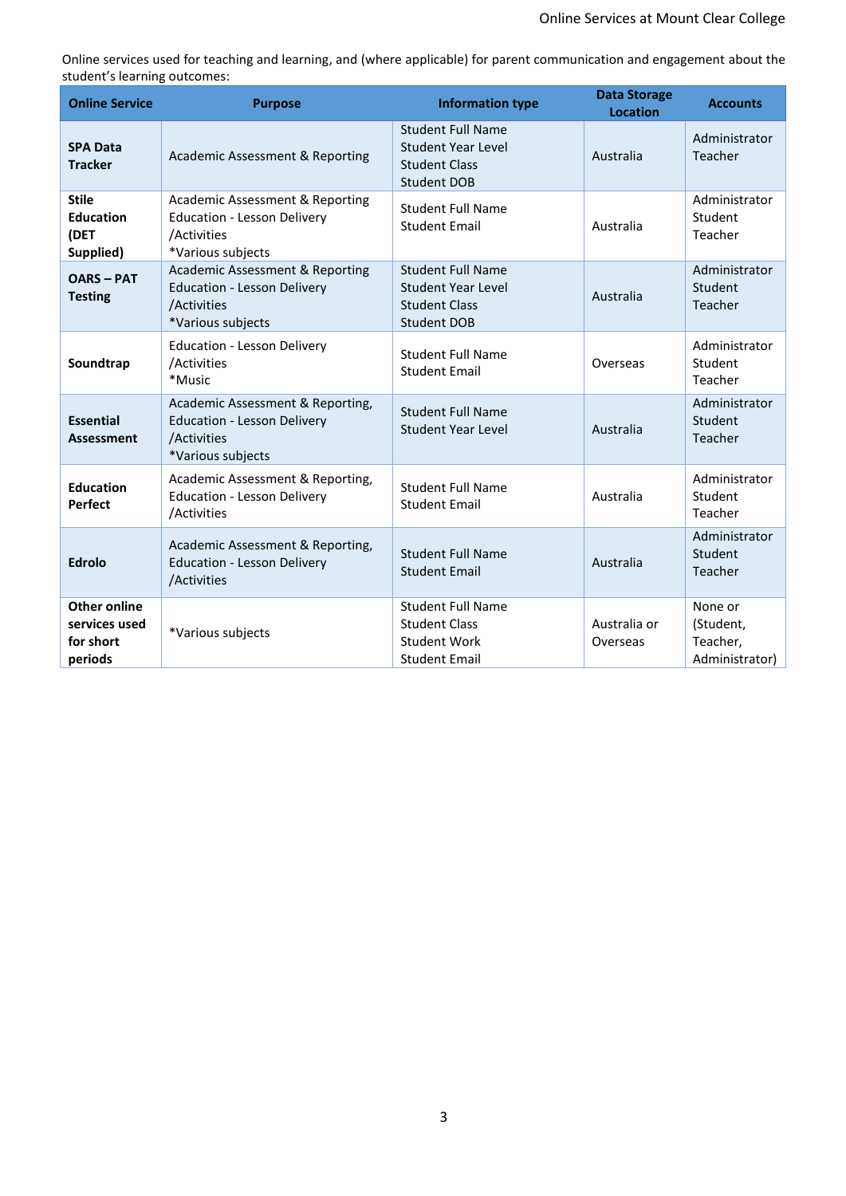Online services used for teaching and learning, and (where applicable) for parent communication and engagement about the student's learning outcomes:

| Online Service | Purpose | Information type | Data Storage Location | Accounts |
|---|---|---|---|---|
| **SPA Data Tracker** | Academic Assessment & Reporting | Student Full Name<br>Student Year Level<br>Student Class<br>Student DOB | Australia | Administrator<br>Teacher |
| **Stile Education (DET Supplied)** | Academic Assessment & Reporting<br>Education - Lesson Delivery /Activities<br>*Various subjects | Student Full Name<br>Student Email | Australia | Administrator<br>Student<br>Teacher |
| **OARS – PAT Testing** | Academic Assessment & Reporting<br>Education - Lesson Delivery /Activities<br>*Various subjects | Student Full Name<br>Student Year Level<br>Student Class<br>Student DOB | Australia | Administrator<br>Student<br>Teacher |
| **Soundtrap** | Education - Lesson Delivery /Activities<br>*Music | Student Full Name<br>Student Email | Overseas | Administrator<br>Student<br>Teacher |
| **Essential Assessment** | Academic Assessment & Reporting,<br>Education - Lesson Delivery /Activities<br>*Various subjects | Student Full Name<br>Student Year Level | Australia | Administrator<br>Student<br>Teacher |
| **Education Perfect** | Academic Assessment & Reporting,<br>Education - Lesson Delivery /Activities | Student Full Name<br>Student Email | Australia | Administrator<br>Student<br>Teacher |
| **Edrolo** | Academic Assessment & Reporting,<br>Education - Lesson Delivery /Activities | Student Full Name<br>Student Email | Australia | Administrator<br>Student<br>Teacher |
| **Other online services used for short periods** | *Various subjects | Student Full Name<br>Student Class<br>Student Work<br>Student Email | Australia or Overseas | None or (Student, Teacher, Administrator) |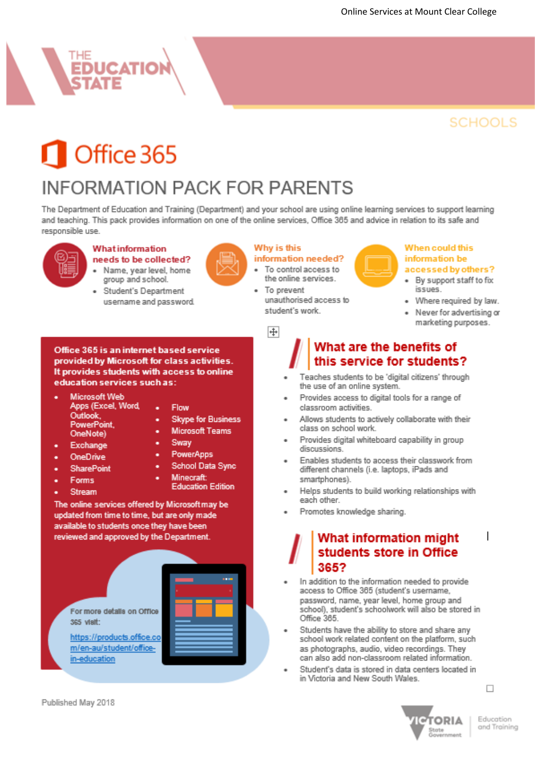# Office 365

## INFORMATION PACK FOR PARENTS

The Department of Education and Training (Department) and your school are using online learning services to support learning and teaching. This pack provides information on one of the online services, Office 365 and advice in relation to its safe and responsible use.

### What information needs to be collected?

- Name, year level, home group and school.
- Student's Department username and password.

### Why is this information needed?

- To control access to the online services.
- To prevent unauthorised access to student's work.

### When could this information be accessed by others?

- By support staff to fix issues.
- Where required by law.
- Never for advertising or marketing purposes.

**Office 365 is an internet based service provided by Microsoft for class activities. It provides students with access to online education services such as:**

- Microsoft Web Apps (Excel, Word, Outlook, PowerPoint, OneNote)
- Exchange
- OneDrive
- SharePoint
- Forms
- Stream
- Flow
- Skype for Business
- Microsoft Teams
- Sway
- PowerApps
- School Data Sync
- Minecraft: Education Edition

The online services offered by Microsoft may be updated from time to time, but are only made available to students once they have been reviewed and approved by the Department.

For more details on Office 365 visit: https://products.office.com/en-au/student/office-in-education

### What are the benefits of this service for students?

- Teaches students to be 'digital citizens' through the use of an online system.
- Provides access to digital tools for a range of classroom activities.
- Allows students to actively collaborate with their class on school work.
- Provides digital whiteboard capability in group discussions.
- Enables students to access their classwork from different channels (i.e. laptops, iPads and smartphones).
- Helps students to build working relationships with each other.
- Promotes knowledge sharing.

### What information might students store in Office 365?

- In addition to the information needed to provide access to Office 365 (student's username, password, name, year level, home group and school), student's schoolwork will also be stored in Office 365.
- Students have the ability to store and share any school work related content on the platform, such as photographs, audio, video recordings. They can also add non-classroom related information.
- Student's data is stored in data centers located in in Victoria and New South Wales.

Published May 2018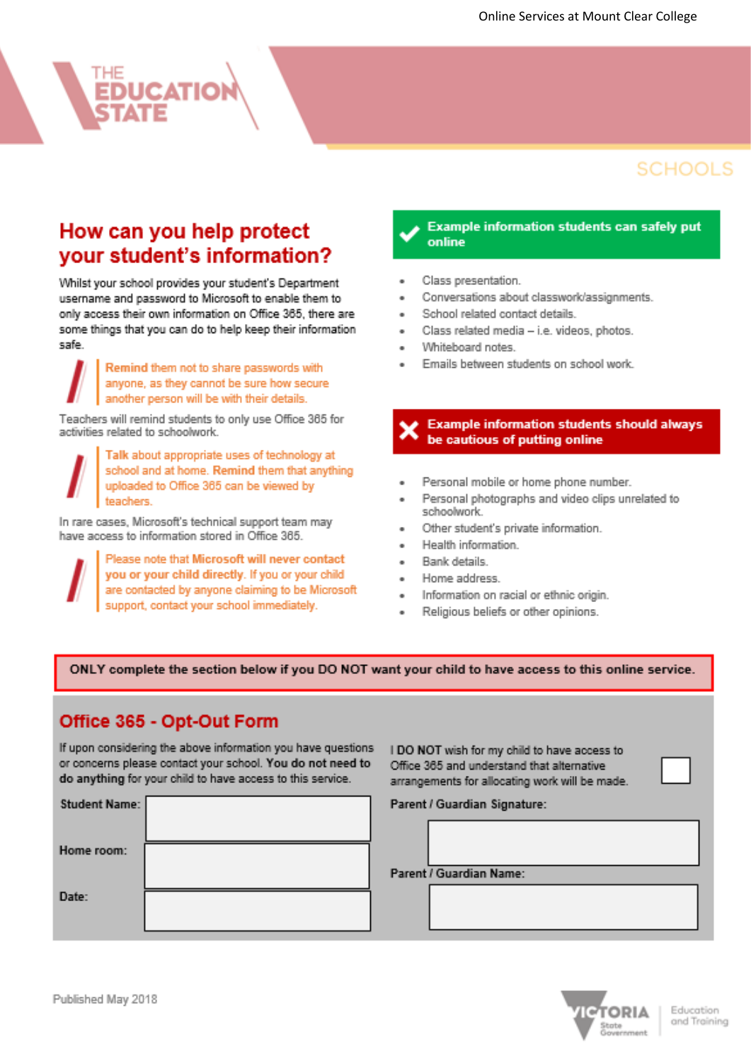THE EDUCATION STATE

SCHOOLS

## How can you help protect your student's information?

Whilst your school provides your student's Department username and password to Microsoft to enable them to only access their own information on Office 365, there are some things that you can do to help keep their information safe.

**Remind** them not to share passwords with anyone, as they cannot be sure how secure another person will be with their details.

Teachers will remind students to only use Office 365 for activities related to schoolwork.

Talk about appropriate uses of technology at school and at home. **Remind** them that anything uploaded to Office 365 can be viewed by teachers.

In rare cases, Microsoft's technical support team may have access to information stored in Office 365.

Please note that **Microsoft will never contact you or your child directly**. If you or your child are contacted by anyone claiming to be Microsoft support, contact your school immediately.

### ✔ Example information students can safely put online

- Class presentation.
- Conversations about classwork/assignments.
- School related contact details.
- Class related media – i.e. videos, photos.
- Whiteboard notes.
- Emails between students on school work.

### ✘ Example information students should always be cautious of putting online

- Personal mobile or home phone number.
- Personal photographs and video clips unrelated to schoolwork.
- Other student's private information.
- Health information.
- Bank details.
- Home address.
- Information on racial or ethnic origin.
- Religious beliefs or other opinions.

**ONLY complete the section below if you DO NOT want your child to have access to this online service.**

## Office 365 - Opt-Out Form

If upon considering the above information you have questions or concerns please contact your school. **You do not need to do anything** for your child to have access to this service.

I **DO NOT** wish for my child to have access to Office 365 and understand that alternative arrangements for allocating work will be made. ☐

**Student Name:**

**Home room:**

**Date:**

**Parent / Guardian Signature:**

**Parent / Guardian Name:**

Published May 2018

VICTORIA State Government | Education and Training